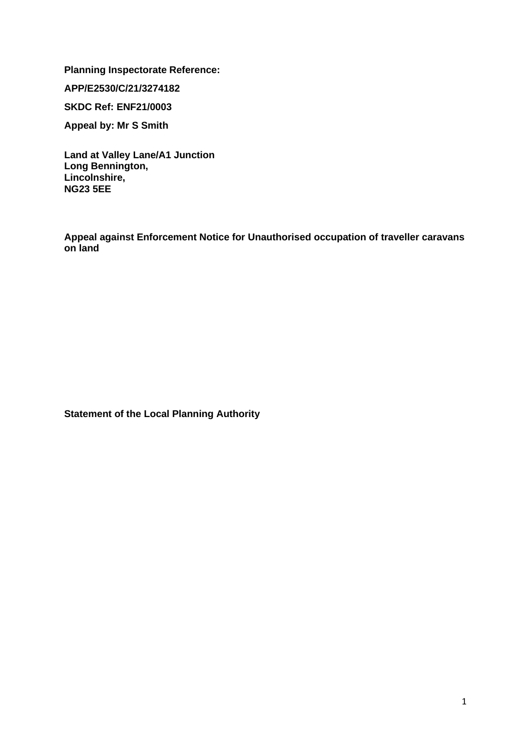**Planning Inspectorate Reference:**

**APP/E2530/C/21/3274182**

**SKDC Ref: ENF21/0003**

**Appeal by: Mr S Smith**

**Land at Valley Lane/A1 Junction**
**Long Bennington,**
**Lincolnshire,**
**NG23 5EE**

**Appeal against Enforcement Notice for Unauthorised occupation of traveller caravans on land**

**Statement of the Local Planning Authority**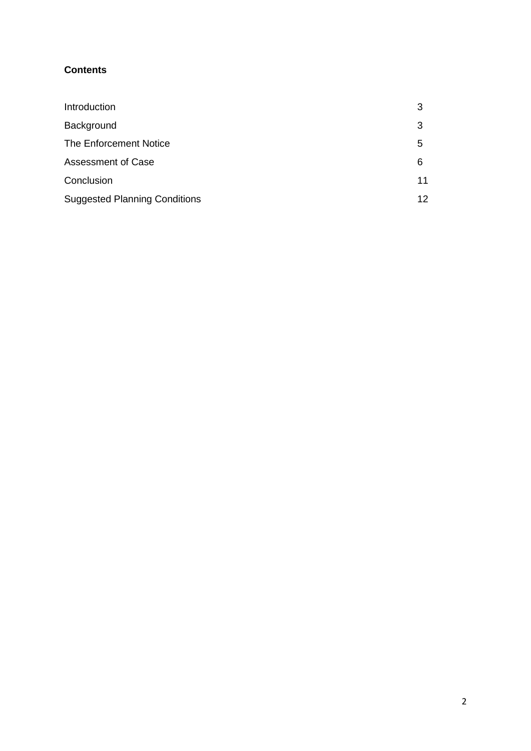**Contents**

| | |
|---|---|
| Introduction | 3 |
| Background | 3 |
| The Enforcement Notice | 5 |
| Assessment of Case | 6 |
| Conclusion | 11 |
| Suggested Planning Conditions | 12 |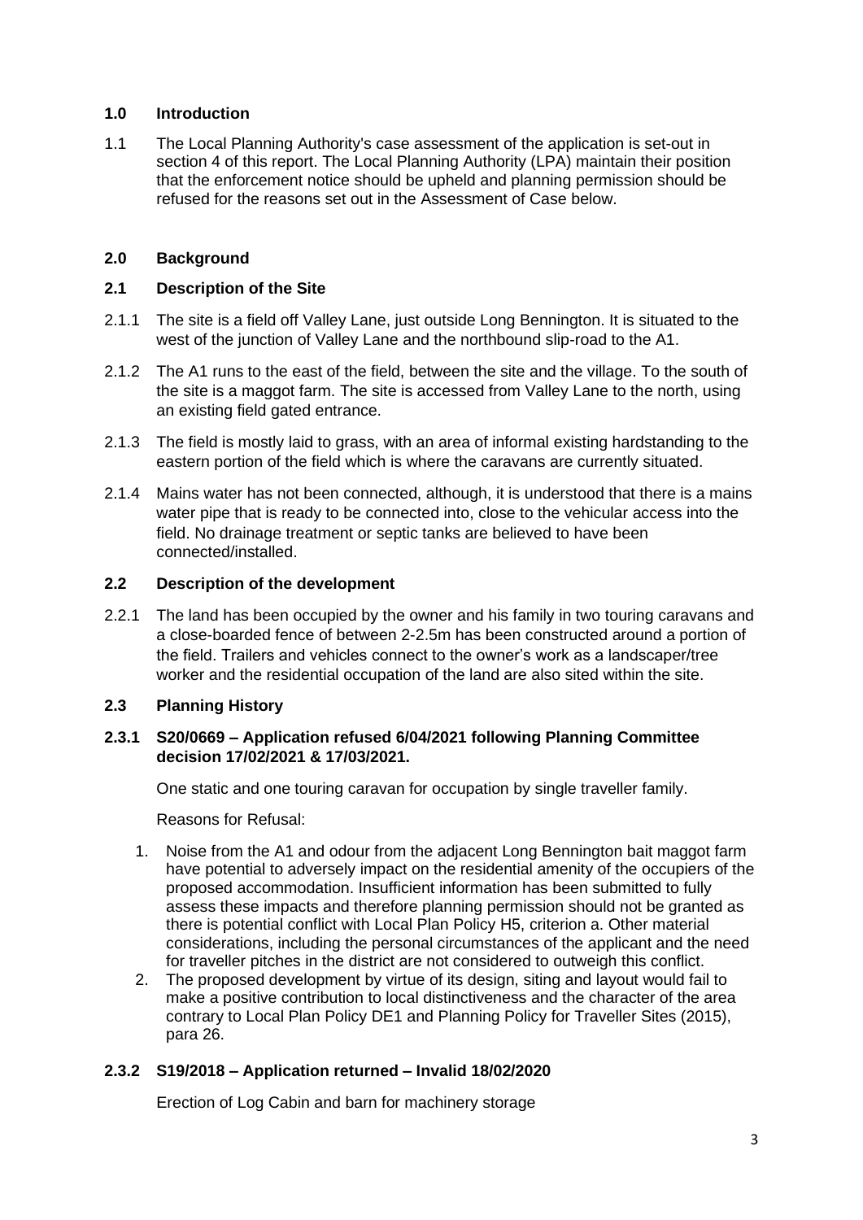## 1.0 Introduction

1.1 The Local Planning Authority's case assessment of the application is set-out in section 4 of this report. The Local Planning Authority (LPA) maintain their position that the enforcement notice should be upheld and planning permission should be refused for the reasons set out in the Assessment of Case below.

## 2.0 Background

### 2.1 Description of the Site

2.1.1 The site is a field off Valley Lane, just outside Long Bennington. It is situated to the west of the junction of Valley Lane and the northbound slip-road to the A1.

2.1.2 The A1 runs to the east of the field, between the site and the village. To the south of the site is a maggot farm. The site is accessed from Valley Lane to the north, using an existing field gated entrance.

2.1.3 The field is mostly laid to grass, with an area of informal existing hardstanding to the eastern portion of the field which is where the caravans are currently situated.

2.1.4 Mains water has not been connected, although, it is understood that there is a mains water pipe that is ready to be connected into, close to the vehicular access into the field. No drainage treatment or septic tanks are believed to have been connected/installed.

### 2.2 Description of the development

2.2.1 The land has been occupied by the owner and his family in two touring caravans and a close-boarded fence of between 2-2.5m has been constructed around a portion of the field. Trailers and vehicles connect to the owner's work as a landscaper/tree worker and the residential occupation of the land are also sited within the site.

### 2.3 Planning History

#### 2.3.1 S20/0669 – Application refused 6/04/2021 following Planning Committee decision 17/02/2021 & 17/03/2021.

One static and one touring caravan for occupation by single traveller family.

Reasons for Refusal:

1. Noise from the A1 and odour from the adjacent Long Bennington bait maggot farm have potential to adversely impact on the residential amenity of the occupiers of the proposed accommodation. Insufficient information has been submitted to fully assess these impacts and therefore planning permission should not be granted as there is potential conflict with Local Plan Policy H5, criterion a. Other material considerations, including the personal circumstances of the applicant and the need for traveller pitches in the district are not considered to outweigh this conflict.
2. The proposed development by virtue of its design, siting and layout would fail to make a positive contribution to local distinctiveness and the character of the area contrary to Local Plan Policy DE1 and Planning Policy for Traveller Sites (2015), para 26.

#### 2.3.2 S19/2018 – Application returned – Invalid 18/02/2020

Erection of Log Cabin and barn for machinery storage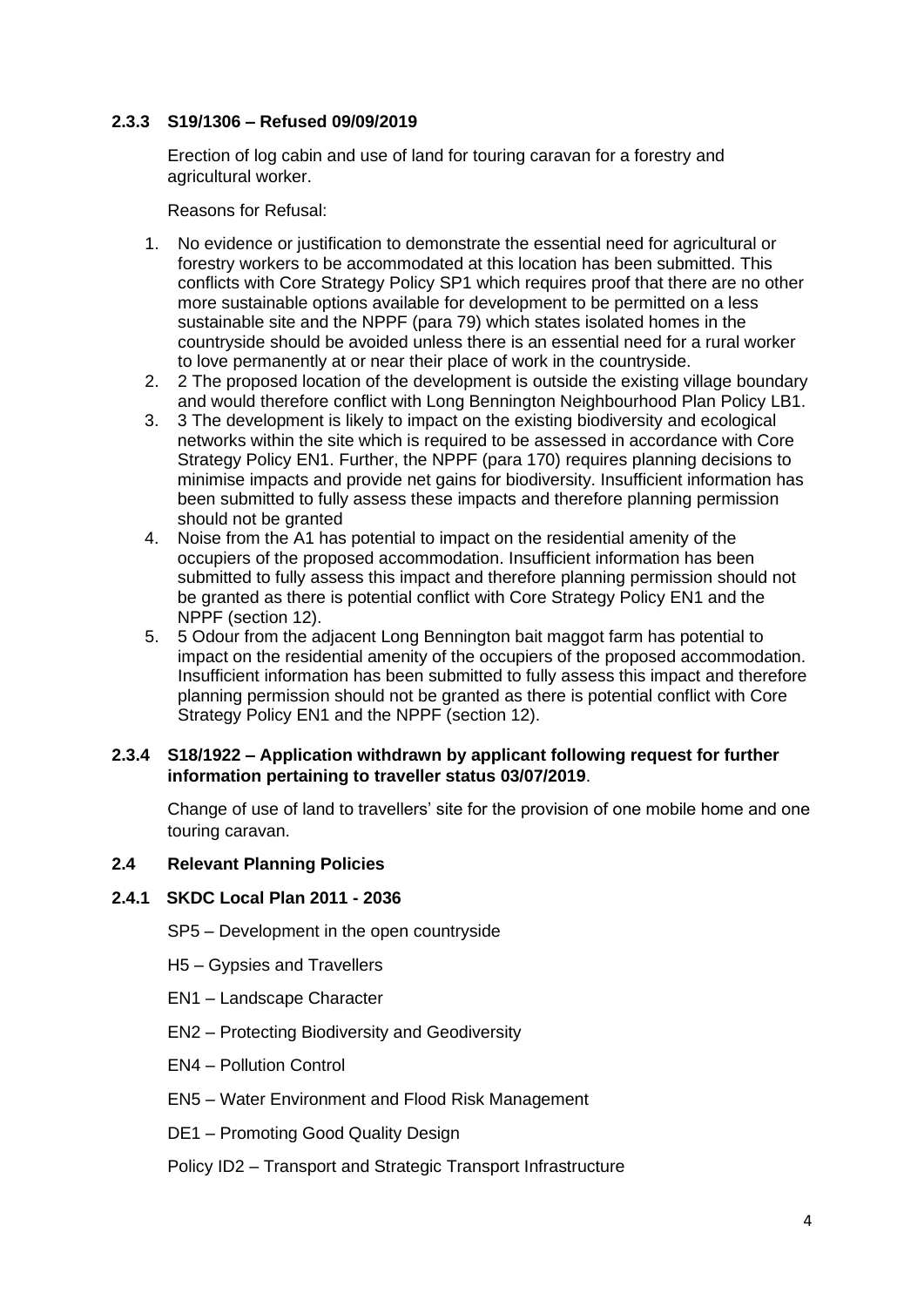### 2.3.3 S19/1306 – Refused 09/09/2019

Erection of log cabin and use of land for touring caravan for a forestry and agricultural worker.

Reasons for Refusal:

1. No evidence or justification to demonstrate the essential need for agricultural or forestry workers to be accommodated at this location has been submitted. This conflicts with Core Strategy Policy SP1 which requires proof that there are no other more sustainable options available for development to be permitted on a less sustainable site and the NPPF (para 79) which states isolated homes in the countryside should be avoided unless there is an essential need for a rural worker to love permanently at or near their place of work in the countryside.
2. 2 The proposed location of the development is outside the existing village boundary and would therefore conflict with Long Bennington Neighbourhood Plan Policy LB1.
3. 3 The development is likely to impact on the existing biodiversity and ecological networks within the site which is required to be assessed in accordance with Core Strategy Policy EN1. Further, the NPPF (para 170) requires planning decisions to minimise impacts and provide net gains for biodiversity. Insufficient information has been submitted to fully assess these impacts and therefore planning permission should not be granted
4. Noise from the A1 has potential to impact on the residential amenity of the occupiers of the proposed accommodation. Insufficient information has been submitted to fully assess this impact and therefore planning permission should not be granted as there is potential conflict with Core Strategy Policy EN1 and the NPPF (section 12).
5. 5 Odour from the adjacent Long Bennington bait maggot farm has potential to impact on the residential amenity of the occupiers of the proposed accommodation. Insufficient information has been submitted to fully assess this impact and therefore planning permission should not be granted as there is potential conflict with Core Strategy Policy EN1 and the NPPF (section 12).

### 2.3.4 S18/1922 – Application withdrawn by applicant following request for further information pertaining to traveller status 03/07/2019.

Change of use of land to travellers' site for the provision of one mobile home and one touring caravan.

## 2.4 Relevant Planning Policies

### 2.4.1 SKDC Local Plan 2011 - 2036

SP5 – Development in the open countryside

H5 – Gypsies and Travellers

EN1 – Landscape Character

EN2 – Protecting Biodiversity and Geodiversity

EN4 – Pollution Control

EN5 – Water Environment and Flood Risk Management

DE1 – Promoting Good Quality Design

Policy ID2 – Transport and Strategic Transport Infrastructure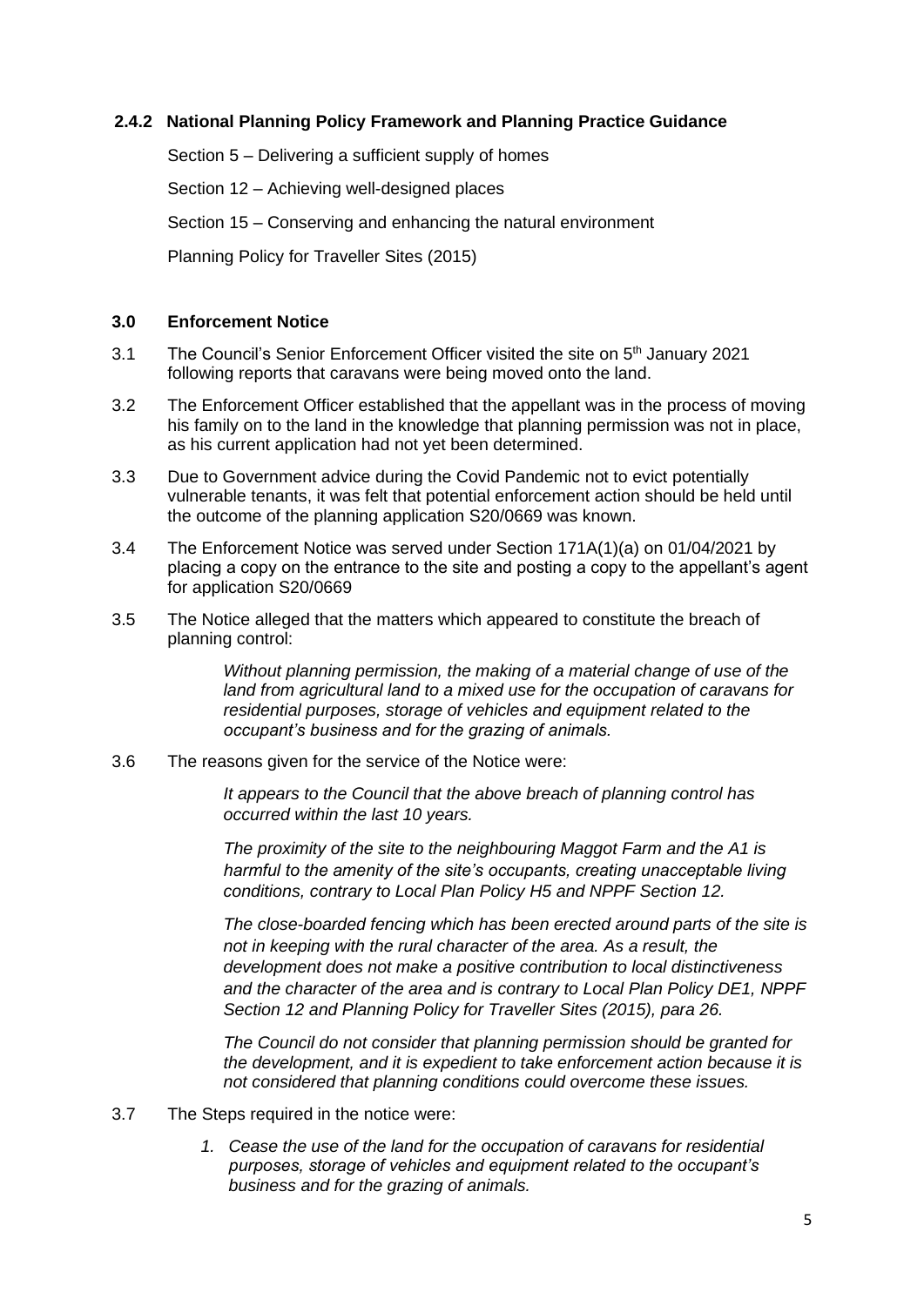### 2.4.2 National Planning Policy Framework and Planning Practice Guidance

Section 5 – Delivering a sufficient supply of homes

Section 12 – Achieving well-designed places

Section 15 – Conserving and enhancing the natural environment

Planning Policy for Traveller Sites (2015)

## 3.0 Enforcement Notice

3.1 The Council's Senior Enforcement Officer visited the site on 5th January 2021 following reports that caravans were being moved onto the land.

3.2 The Enforcement Officer established that the appellant was in the process of moving his family on to the land in the knowledge that planning permission was not in place, as his current application had not yet been determined.

3.3 Due to Government advice during the Covid Pandemic not to evict potentially vulnerable tenants, it was felt that potential enforcement action should be held until the outcome of the planning application S20/0669 was known.

3.4 The Enforcement Notice was served under Section 171A(1)(a) on 01/04/2021 by placing a copy on the entrance to the site and posting a copy to the appellant's agent for application S20/0669

3.5 The Notice alleged that the matters which appeared to constitute the breach of planning control:

> *Without planning permission, the making of a material change of use of the land from agricultural land to a mixed use for the occupation of caravans for residential purposes, storage of vehicles and equipment related to the occupant's business and for the grazing of animals.*

3.6 The reasons given for the service of the Notice were:

> *It appears to the Council that the above breach of planning control has occurred within the last 10 years.*
>
> *The proximity of the site to the neighbouring Maggot Farm and the A1 is harmful to the amenity of the site's occupants, creating unacceptable living conditions, contrary to Local Plan Policy H5 and NPPF Section 12.*
>
> *The close-boarded fencing which has been erected around parts of the site is not in keeping with the rural character of the area. As a result, the development does not make a positive contribution to local distinctiveness and the character of the area and is contrary to Local Plan Policy DE1, NPPF Section 12 and Planning Policy for Traveller Sites (2015), para 26.*
>
> *The Council do not consider that planning permission should be granted for the development, and it is expedient to take enforcement action because it is not considered that planning conditions could overcome these issues.*

3.7 The Steps required in the notice were:

1. *Cease the use of the land for the occupation of caravans for residential purposes, storage of vehicles and equipment related to the occupant's business and for the grazing of animals.*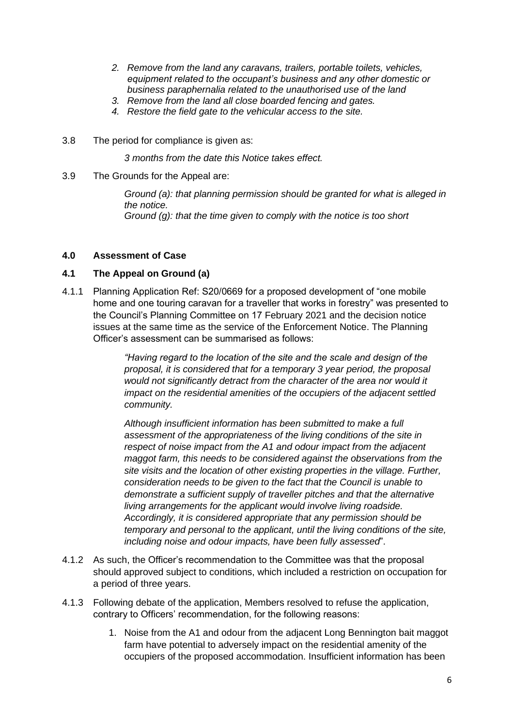2. *Remove from the land any caravans, trailers, portable toilets, vehicles, equipment related to the occupant's business and any other domestic or business paraphernalia related to the unauthorised use of the land*
3. *Remove from the land all close boarded fencing and gates.*
4. *Restore the field gate to the vehicular access to the site.*

3.8 The period for compliance is given as:

> *3 months from the date this Notice takes effect.*

3.9 The Grounds for the Appeal are:

> *Ground (a): that planning permission should be granted for what is alleged in the notice.*
> *Ground (g): that the time given to comply with the notice is too short*

## 4.0 Assessment of Case

### 4.1 The Appeal on Ground (a)

4.1.1 Planning Application Ref: S20/0669 for a proposed development of "one mobile home and one touring caravan for a traveller that works in forestry" was presented to the Council's Planning Committee on 17 February 2021 and the decision notice issues at the same time as the service of the Enforcement Notice. The Planning Officer's assessment can be summarised as follows:

> *"Having regard to the location of the site and the scale and design of the proposal, it is considered that for a temporary 3 year period, the proposal would not significantly detract from the character of the area nor would it impact on the residential amenities of the occupiers of the adjacent settled community.*
>
> *Although insufficient information has been submitted to make a full assessment of the appropriateness of the living conditions of the site in respect of noise impact from the A1 and odour impact from the adjacent maggot farm, this needs to be considered against the observations from the site visits and the location of other existing properties in the village. Further, consideration needs to be given to the fact that the Council is unable to demonstrate a sufficient supply of traveller pitches and that the alternative living arrangements for the applicant would involve living roadside. Accordingly, it is considered appropriate that any permission should be temporary and personal to the applicant, until the living conditions of the site, including noise and odour impacts, have been fully assessed*".

4.1.2 As such, the Officer's recommendation to the Committee was that the proposal should approved subject to conditions, which included a restriction on occupation for a period of three years.

4.1.3 Following debate of the application, Members resolved to refuse the application, contrary to Officers' recommendation, for the following reasons:

1. Noise from the A1 and odour from the adjacent Long Bennington bait maggot farm have potential to adversely impact on the residential amenity of the occupiers of the proposed accommodation. Insufficient information has been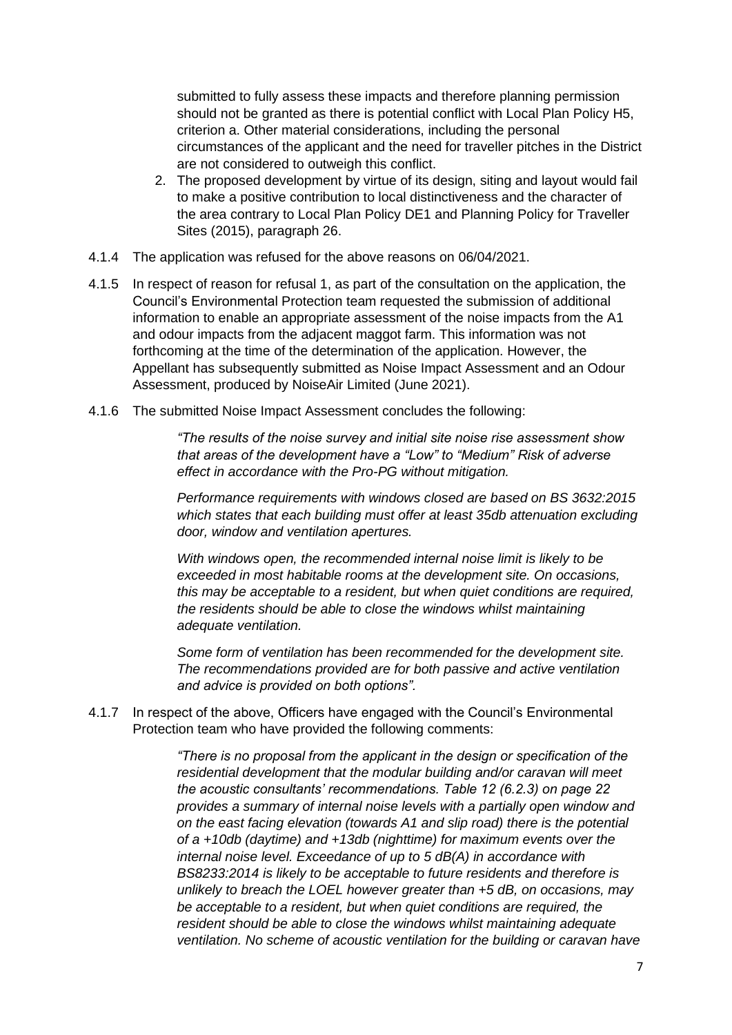submitted to fully assess these impacts and therefore planning permission should not be granted as there is potential conflict with Local Plan Policy H5, criterion a. Other material considerations, including the personal circumstances of the applicant and the need for traveller pitches in the District are not considered to outweigh this conflict.

2. The proposed development by virtue of its design, siting and layout would fail to make a positive contribution to local distinctiveness and the character of the area contrary to Local Plan Policy DE1 and Planning Policy for Traveller Sites (2015), paragraph 26.

4.1.4 The application was refused for the above reasons on 06/04/2021.

4.1.5 In respect of reason for refusal 1, as part of the consultation on the application, the Council's Environmental Protection team requested the submission of additional information to enable an appropriate assessment of the noise impacts from the A1 and odour impacts from the adjacent maggot farm. This information was not forthcoming at the time of the determination of the application. However, the Appellant has subsequently submitted as Noise Impact Assessment and an Odour Assessment, produced by NoiseAir Limited (June 2021).

4.1.6 The submitted Noise Impact Assessment concludes the following:

> *"The results of the noise survey and initial site noise rise assessment show that areas of the development have a "Low" to "Medium" Risk of adverse effect in accordance with the Pro-PG without mitigation.*
>
> *Performance requirements with windows closed are based on BS 3632:2015 which states that each building must offer at least 35db attenuation excluding door, window and ventilation apertures.*
>
> *With windows open, the recommended internal noise limit is likely to be exceeded in most habitable rooms at the development site. On occasions, this may be acceptable to a resident, but when quiet conditions are required, the residents should be able to close the windows whilst maintaining adequate ventilation.*
>
> *Some form of ventilation has been recommended for the development site. The recommendations provided are for both passive and active ventilation and advice is provided on both options".*

4.1.7 In respect of the above, Officers have engaged with the Council's Environmental Protection team who have provided the following comments:

> *"There is no proposal from the applicant in the design or specification of the residential development that the modular building and/or caravan will meet the acoustic consultants' recommendations. Table 12 (6.2.3) on page 22 provides a summary of internal noise levels with a partially open window and on the east facing elevation (towards A1 and slip road) there is the potential of a +10db (daytime) and +13db (nighttime) for maximum events over the internal noise level. Exceedance of up to 5 dB(A) in accordance with BS8233:2014 is likely to be acceptable to future residents and therefore is unlikely to breach the LOEL however greater than +5 dB, on occasions, may be acceptable to a resident, but when quiet conditions are required, the resident should be able to close the windows whilst maintaining adequate ventilation. No scheme of acoustic ventilation for the building or caravan have*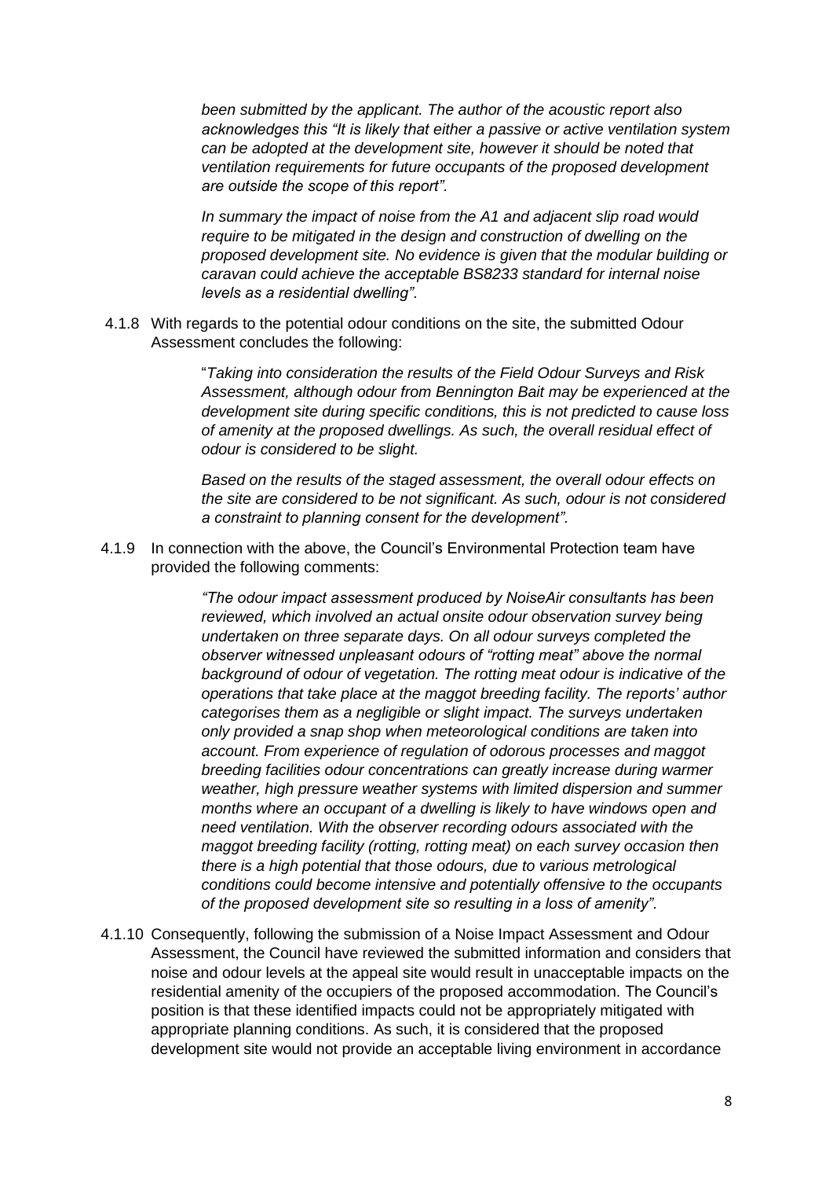*been submitted by the applicant. The author of the acoustic report also acknowledges this "It is likely that either a passive or active ventilation system can be adopted at the development site, however it should be noted that ventilation requirements for future occupants of the proposed development are outside the scope of this report".*

*In summary the impact of noise from the A1 and adjacent slip road would require to be mitigated in the design and construction of dwelling on the proposed development site. No evidence is given that the modular building or caravan could achieve the acceptable BS8233 standard for internal noise levels as a residential dwelling".*

4.1.8 With regards to the potential odour conditions on the site, the submitted Odour Assessment concludes the following:

> "*Taking into consideration the results of the Field Odour Surveys and Risk Assessment, although odour from Bennington Bait may be experienced at the development site during specific conditions, this is not predicted to cause loss of amenity at the proposed dwellings. As such, the overall residual effect of odour is considered to be slight.*
>
> *Based on the results of the staged assessment, the overall odour effects on the site are considered to be not significant. As such, odour is not considered a constraint to planning consent for the development".*

4.1.9 In connection with the above, the Council's Environmental Protection team have provided the following comments:

> *"The odour impact assessment produced by NoiseAir consultants has been reviewed, which involved an actual onsite odour observation survey being undertaken on three separate days. On all odour surveys completed the observer witnessed unpleasant odours of "rotting meat" above the normal background of odour of vegetation. The rotting meat odour is indicative of the operations that take place at the maggot breeding facility. The reports' author categorises them as a negligible or slight impact. The surveys undertaken only provided a snap shop when meteorological conditions are taken into account. From experience of regulation of odorous processes and maggot breeding facilities odour concentrations can greatly increase during warmer weather, high pressure weather systems with limited dispersion and summer months where an occupant of a dwelling is likely to have windows open and need ventilation. With the observer recording odours associated with the maggot breeding facility (rotting, rotting meat) on each survey occasion then there is a high potential that those odours, due to various metrological conditions could become intensive and potentially offensive to the occupants of the proposed development site so resulting in a loss of amenity".*

4.1.10 Consequently, following the submission of a Noise Impact Assessment and Odour Assessment, the Council have reviewed the submitted information and considers that noise and odour levels at the appeal site would result in unacceptable impacts on the residential amenity of the occupiers of the proposed accommodation. The Council's position is that these identified impacts could not be appropriately mitigated with appropriate planning conditions. As such, it is considered that the proposed development site would not provide an acceptable living environment in accordance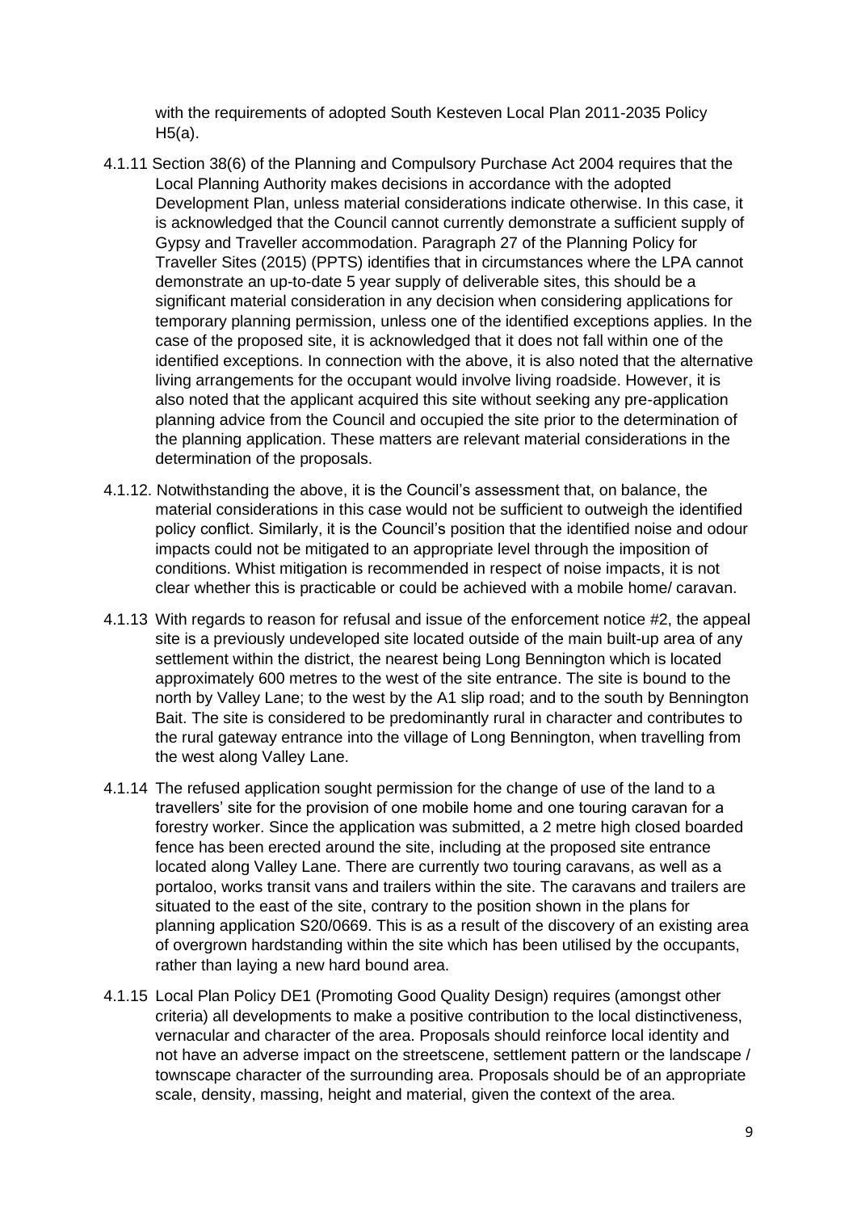with the requirements of adopted South Kesteven Local Plan 2011-2035 Policy H5(a).

4.1.11 Section 38(6) of the Planning and Compulsory Purchase Act 2004 requires that the Local Planning Authority makes decisions in accordance with the adopted Development Plan, unless material considerations indicate otherwise. In this case, it is acknowledged that the Council cannot currently demonstrate a sufficient supply of Gypsy and Traveller accommodation. Paragraph 27 of the Planning Policy for Traveller Sites (2015) (PPTS) identifies that in circumstances where the LPA cannot demonstrate an up-to-date 5 year supply of deliverable sites, this should be a significant material consideration in any decision when considering applications for temporary planning permission, unless one of the identified exceptions applies. In the case of the proposed site, it is acknowledged that it does not fall within one of the identified exceptions. In connection with the above, it is also noted that the alternative living arrangements for the occupant would involve living roadside. However, it is also noted that the applicant acquired this site without seeking any pre-application planning advice from the Council and occupied the site prior to the determination of the planning application. These matters are relevant material considerations in the determination of the proposals.

4.1.12. Notwithstanding the above, it is the Council's assessment that, on balance, the material considerations in this case would not be sufficient to outweigh the identified policy conflict. Similarly, it is the Council's position that the identified noise and odour impacts could not be mitigated to an appropriate level through the imposition of conditions. Whist mitigation is recommended in respect of noise impacts, it is not clear whether this is practicable or could be achieved with a mobile home/ caravan.

4.1.13 With regards to reason for refusal and issue of the enforcement notice #2, the appeal site is a previously undeveloped site located outside of the main built-up area of any settlement within the district, the nearest being Long Bennington which is located approximately 600 metres to the west of the site entrance. The site is bound to the north by Valley Lane; to the west by the A1 slip road; and to the south by Bennington Bait. The site is considered to be predominantly rural in character and contributes to the rural gateway entrance into the village of Long Bennington, when travelling from the west along Valley Lane.

4.1.14 The refused application sought permission for the change of use of the land to a travellers' site for the provision of one mobile home and one touring caravan for a forestry worker. Since the application was submitted, a 2 metre high closed boarded fence has been erected around the site, including at the proposed site entrance located along Valley Lane. There are currently two touring caravans, as well as a portaloo, works transit vans and trailers within the site. The caravans and trailers are situated to the east of the site, contrary to the position shown in the plans for planning application S20/0669. This is as a result of the discovery of an existing area of overgrown hardstanding within the site which has been utilised by the occupants, rather than laying a new hard bound area.

4.1.15 Local Plan Policy DE1 (Promoting Good Quality Design) requires (amongst other criteria) all developments to make a positive contribution to the local distinctiveness, vernacular and character of the area. Proposals should reinforce local identity and not have an adverse impact on the streetscene, settlement pattern or the landscape / townscape character of the surrounding area. Proposals should be of an appropriate scale, density, massing, height and material, given the context of the area.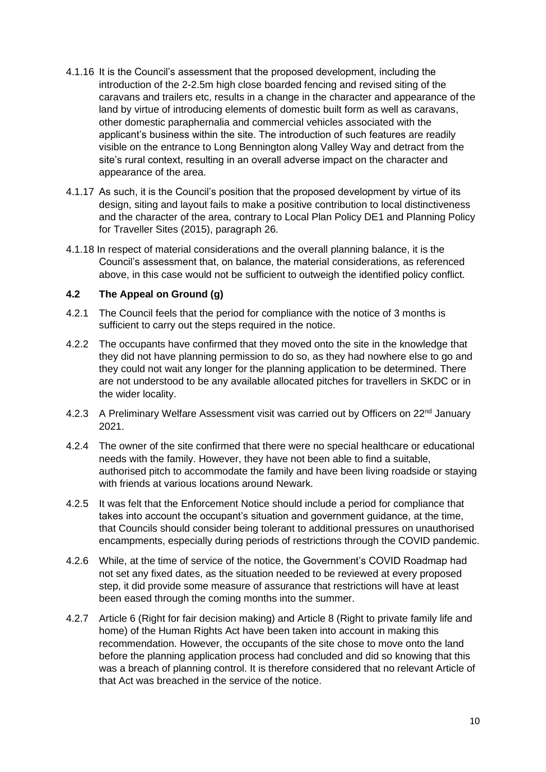4.1.16 It is the Council's assessment that the proposed development, including the introduction of the 2-2.5m high close boarded fencing and revised siting of the caravans and trailers etc, results in a change in the character and appearance of the land by virtue of introducing elements of domestic built form as well as caravans, other domestic paraphernalia and commercial vehicles associated with the applicant's business within the site. The introduction of such features are readily visible on the entrance to Long Bennington along Valley Way and detract from the site's rural context, resulting in an overall adverse impact on the character and appearance of the area.

4.1.17 As such, it is the Council's position that the proposed development by virtue of its design, siting and layout fails to make a positive contribution to local distinctiveness and the character of the area, contrary to Local Plan Policy DE1 and Planning Policy for Traveller Sites (2015), paragraph 26.

4.1.18 In respect of material considerations and the overall planning balance, it is the Council's assessment that, on balance, the material considerations, as referenced above, in this case would not be sufficient to outweigh the identified policy conflict.

### 4.2 The Appeal on Ground (g)

4.2.1 The Council feels that the period for compliance with the notice of 3 months is sufficient to carry out the steps required in the notice.

4.2.2 The occupants have confirmed that they moved onto the site in the knowledge that they did not have planning permission to do so, as they had nowhere else to go and they could not wait any longer for the planning application to be determined. There are not understood to be any available allocated pitches for travellers in SKDC or in the wider locality.

4.2.3 A Preliminary Welfare Assessment visit was carried out by Officers on 22nd January 2021.

4.2.4 The owner of the site confirmed that there were no special healthcare or educational needs with the family. However, they have not been able to find a suitable, authorised pitch to accommodate the family and have been living roadside or staying with friends at various locations around Newark.

4.2.5 It was felt that the Enforcement Notice should include a period for compliance that takes into account the occupant's situation and government guidance, at the time, that Councils should consider being tolerant to additional pressures on unauthorised encampments, especially during periods of restrictions through the COVID pandemic.

4.2.6 While, at the time of service of the notice, the Government's COVID Roadmap had not set any fixed dates, as the situation needed to be reviewed at every proposed step, it did provide some measure of assurance that restrictions will have at least been eased through the coming months into the summer.

4.2.7 Article 6 (Right for fair decision making) and Article 8 (Right to private family life and home) of the Human Rights Act have been taken into account in making this recommendation. However, the occupants of the site chose to move onto the land before the planning application process had concluded and did so knowing that this was a breach of planning control. It is therefore considered that no relevant Article of that Act was breached in the service of the notice.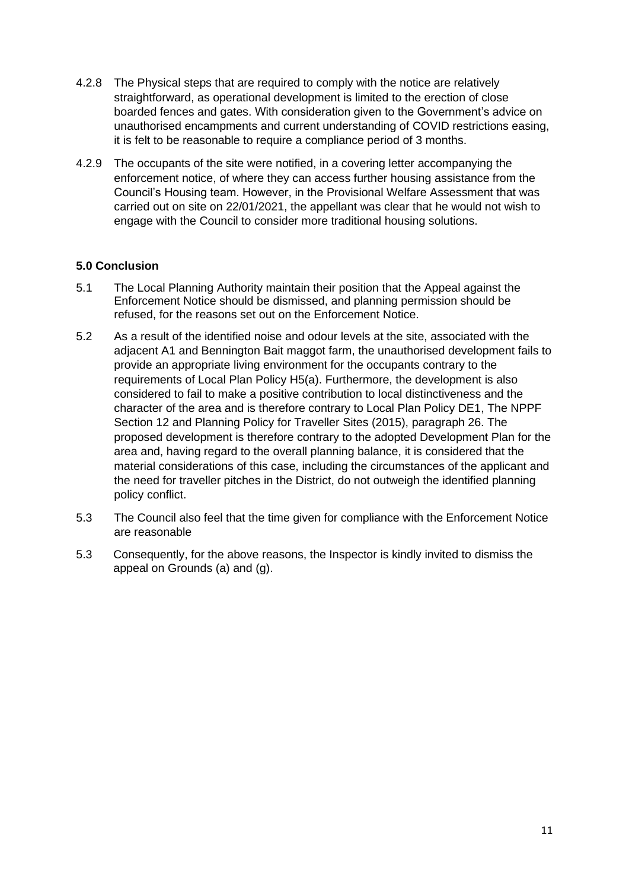4.2.8 The Physical steps that are required to comply with the notice are relatively straightforward, as operational development is limited to the erection of close boarded fences and gates. With consideration given to the Government's advice on unauthorised encampments and current understanding of COVID restrictions easing, it is felt to be reasonable to require a compliance period of 3 months.

4.2.9 The occupants of the site were notified, in a covering letter accompanying the enforcement notice, of where they can access further housing assistance from the Council's Housing team. However, in the Provisional Welfare Assessment that was carried out on site on 22/01/2021, the appellant was clear that he would not wish to engage with the Council to consider more traditional housing solutions.

**5.0 Conclusion**

5.1 The Local Planning Authority maintain their position that the Appeal against the Enforcement Notice should be dismissed, and planning permission should be refused, for the reasons set out on the Enforcement Notice.

5.2 As a result of the identified noise and odour levels at the site, associated with the adjacent A1 and Bennington Bait maggot farm, the unauthorised development fails to provide an appropriate living environment for the occupants contrary to the requirements of Local Plan Policy H5(a). Furthermore, the development is also considered to fail to make a positive contribution to local distinctiveness and the character of the area and is therefore contrary to Local Plan Policy DE1, The NPPF Section 12 and Planning Policy for Traveller Sites (2015), paragraph 26. The proposed development is therefore contrary to the adopted Development Plan for the area and, having regard to the overall planning balance, it is considered that the material considerations of this case, including the circumstances of the applicant and the need for traveller pitches in the District, do not outweigh the identified planning policy conflict.

5.3 The Council also feel that the time given for compliance with the Enforcement Notice are reasonable

5.3 Consequently, for the above reasons, the Inspector is kindly invited to dismiss the appeal on Grounds (a) and (g).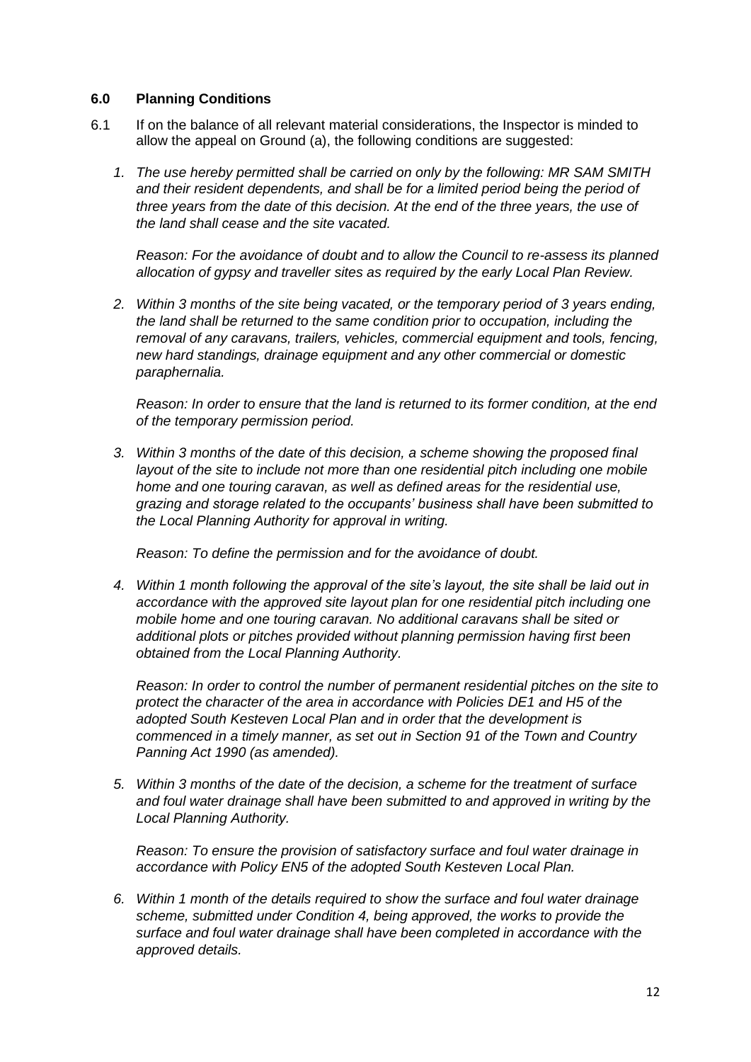## 6.0 Planning Conditions

6.1 If on the balance of all relevant material considerations, the Inspector is minded to allow the appeal on Ground (a), the following conditions are suggested:

1. *The use hereby permitted shall be carried on only by the following: MR SAM SMITH and their resident dependents, and shall be for a limited period being the period of three years from the date of this decision. At the end of the three years, the use of the land shall cease and the site vacated.*

   *Reason: For the avoidance of doubt and to allow the Council to re-assess its planned allocation of gypsy and traveller sites as required by the early Local Plan Review.*

2. *Within 3 months of the site being vacated, or the temporary period of 3 years ending, the land shall be returned to the same condition prior to occupation, including the removal of any caravans, trailers, vehicles, commercial equipment and tools, fencing, new hard standings, drainage equipment and any other commercial or domestic paraphernalia.*

   *Reason: In order to ensure that the land is returned to its former condition, at the end of the temporary permission period.*

3. *Within 3 months of the date of this decision, a scheme showing the proposed final layout of the site to include not more than one residential pitch including one mobile home and one touring caravan, as well as defined areas for the residential use, grazing and storage related to the occupants' business shall have been submitted to the Local Planning Authority for approval in writing.*

   *Reason: To define the permission and for the avoidance of doubt.*

4. *Within 1 month following the approval of the site's layout, the site shall be laid out in accordance with the approved site layout plan for one residential pitch including one mobile home and one touring caravan. No additional caravans shall be sited or additional plots or pitches provided without planning permission having first been obtained from the Local Planning Authority.*

   *Reason: In order to control the number of permanent residential pitches on the site to protect the character of the area in accordance with Policies DE1 and H5 of the adopted South Kesteven Local Plan and in order that the development is commenced in a timely manner, as set out in Section 91 of the Town and Country Panning Act 1990 (as amended).*

5. *Within 3 months of the date of the decision, a scheme for the treatment of surface and foul water drainage shall have been submitted to and approved in writing by the Local Planning Authority.*

   *Reason: To ensure the provision of satisfactory surface and foul water drainage in accordance with Policy EN5 of the adopted South Kesteven Local Plan.*

6. *Within 1 month of the details required to show the surface and foul water drainage scheme, submitted under Condition 4, being approved, the works to provide the surface and foul water drainage shall have been completed in accordance with the approved details.*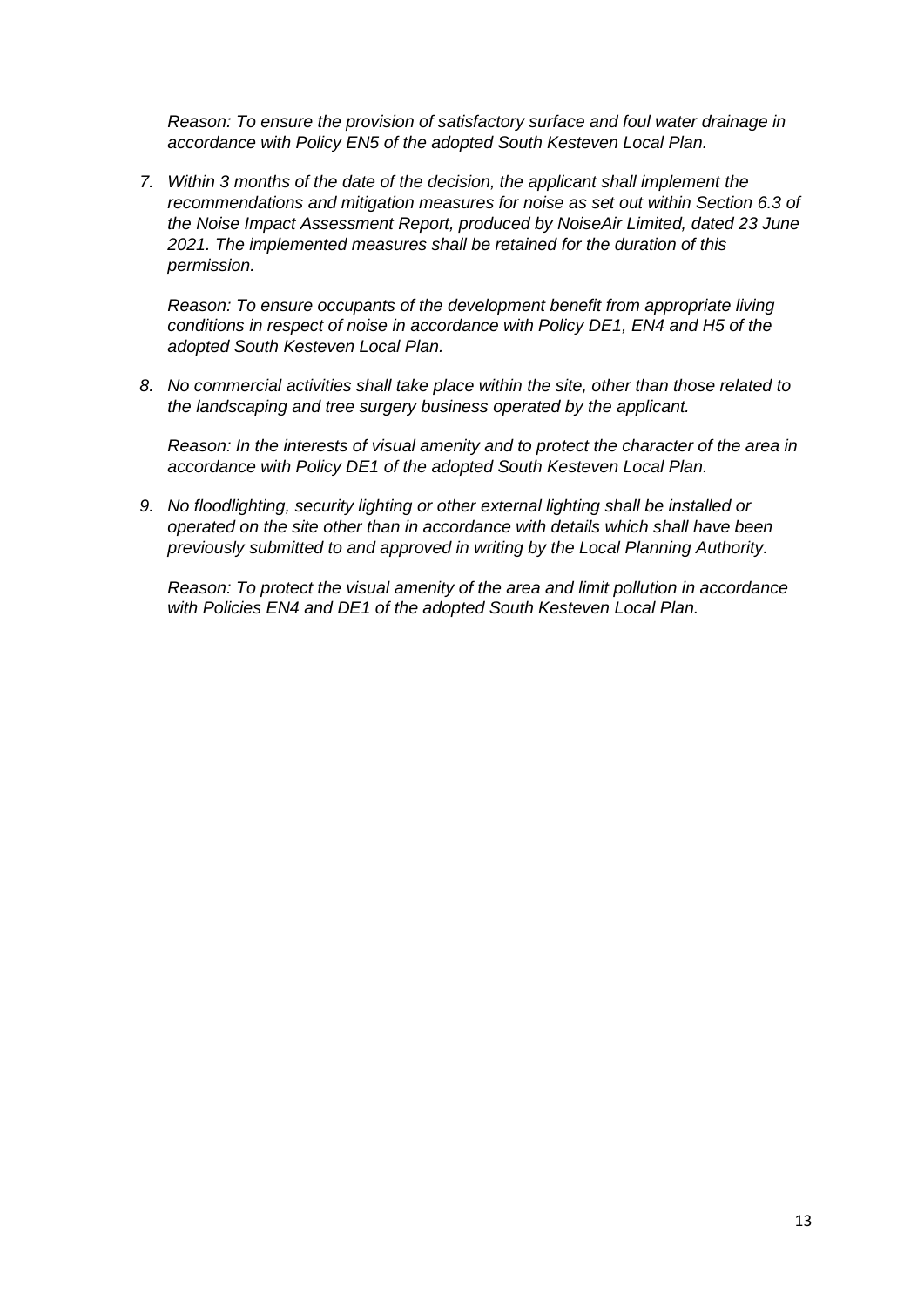*Reason: To ensure the provision of satisfactory surface and foul water drainage in accordance with Policy EN5 of the adopted South Kesteven Local Plan.*

7. *Within 3 months of the date of the decision, the applicant shall implement the recommendations and mitigation measures for noise as set out within Section 6.3 of the Noise Impact Assessment Report, produced by NoiseAir Limited, dated 23 June 2021. The implemented measures shall be retained for the duration of this permission.*

   *Reason: To ensure occupants of the development benefit from appropriate living conditions in respect of noise in accordance with Policy DE1, EN4 and H5 of the adopted South Kesteven Local Plan.*

8. *No commercial activities shall take place within the site, other than those related to the landscaping and tree surgery business operated by the applicant.*

   *Reason: In the interests of visual amenity and to protect the character of the area in accordance with Policy DE1 of the adopted South Kesteven Local Plan.*

9. *No floodlighting, security lighting or other external lighting shall be installed or operated on the site other than in accordance with details which shall have been previously submitted to and approved in writing by the Local Planning Authority.*

   *Reason: To protect the visual amenity of the area and limit pollution in accordance with Policies EN4 and DE1 of the adopted South Kesteven Local Plan.*